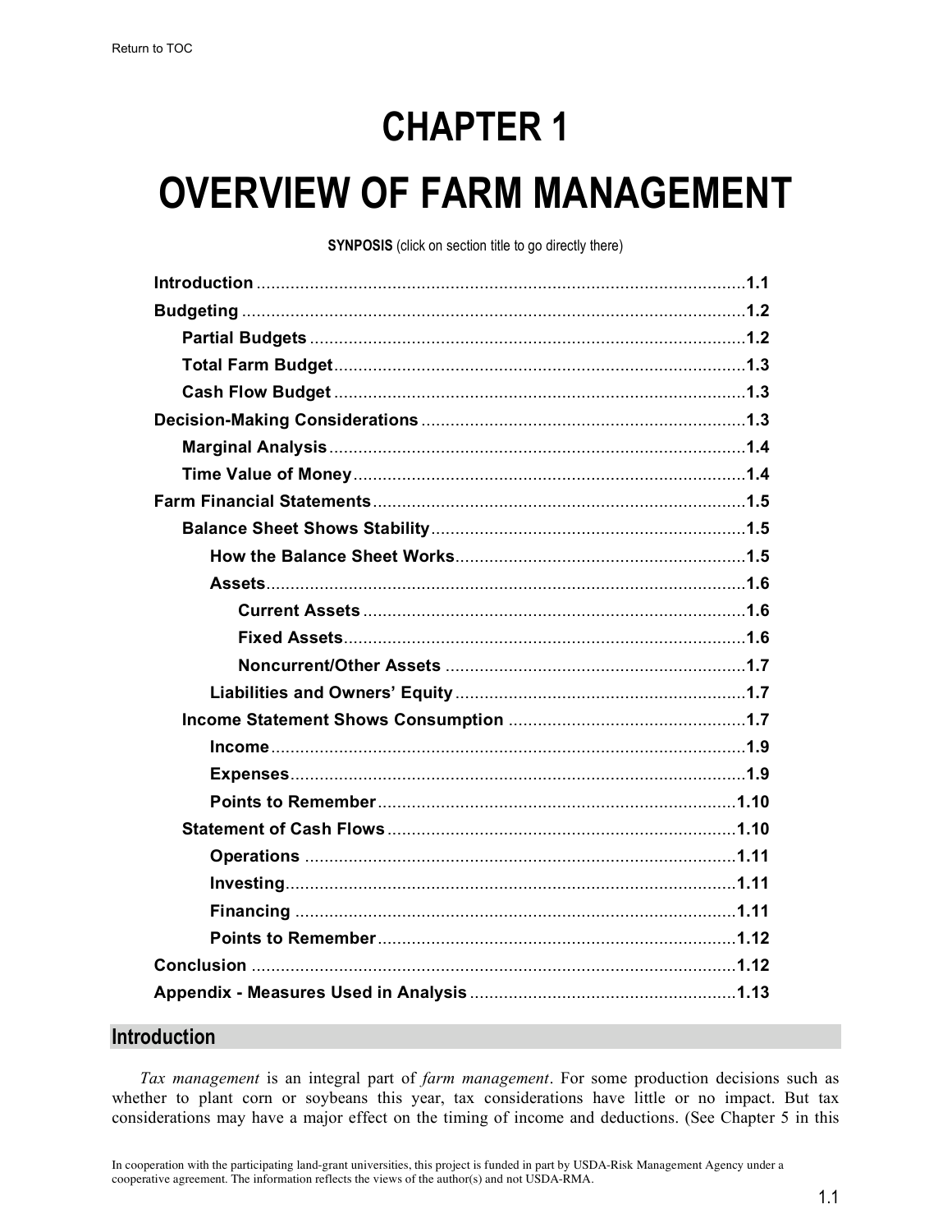Return to TOC

# CHAPTER 1

# OVERVIEW OF FARM MANAGEMENT

**SYNPOSIS** (click on section title to go directly there)

- **Introduction** .......... 1.1
- **Budgeting** .......... 1.2
  - **Partial Budgets** .......... 1.2
  - **Total Farm Budget** .......... 1.3
  - **Cash Flow Budget** .......... 1.3
- **Decision-Making Considerations** .......... 1.3
  - **Marginal Analysis** .......... 1.4
  - **Time Value of Money** .......... 1.4
- **Farm Financial Statements** .......... 1.5
  - **Balance Sheet Shows Stability** .......... 1.5
    - **How the Balance Sheet Works** .......... 1.5
    - **Assets** .......... 1.6
      - **Current Assets** .......... 1.6
      - **Fixed Assets** .......... 1.6
      - **Noncurrent/Other Assets** .......... 1.7
    - **Liabilities and Owners' Equity** .......... 1.7
  - **Income Statement Shows Consumption** .......... 1.7
    - **Income** .......... 1.9
    - **Expenses** .......... 1.9
    - **Points to Remember** .......... 1.10
  - **Statement of Cash Flows** .......... 1.10
    - **Operations** .......... 1.11
    - **Investing** .......... 1.11
    - **Financing** .......... 1.11
    - **Points to Remember** .......... 1.12
- **Conclusion** .......... 1.12
- **Appendix - Measures Used in Analysis** .......... 1.13

## Introduction

*Tax management* is an integral part of *farm management*. For some production decisions such as whether to plant corn or soybeans this year, tax considerations have little or no impact. But tax considerations may have a major effect on the timing of income and deductions. (See Chapter 5 in this

In cooperation with the participating land-grant universities, this project is funded in part by USDA-Risk Management Agency under a cooperative agreement. The information reflects the views of the author(s) and not USDA-RMA.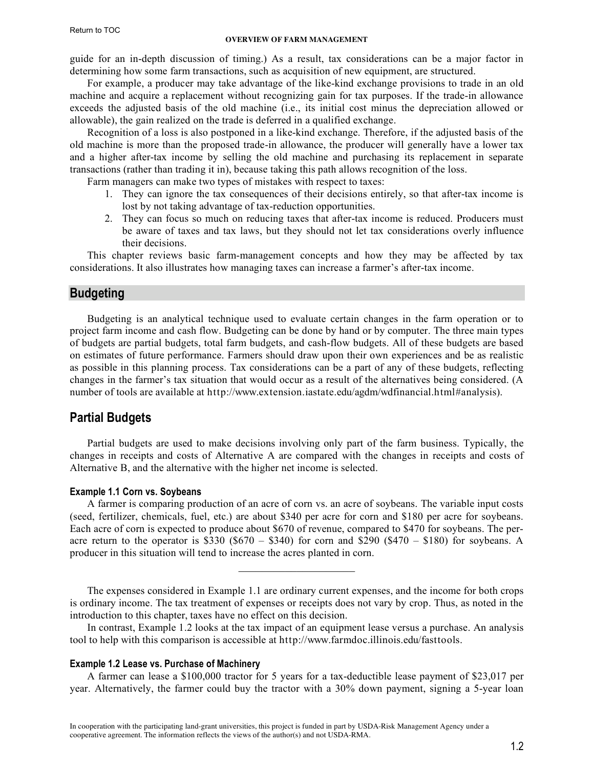guide for an in-depth discussion of timing.) As a result, tax considerations can be a major factor in determining how some farm transactions, such as acquisition of new equipment, are structured.

For example, a producer may take advantage of the like-kind exchange provisions to trade in an old machine and acquire a replacement without recognizing gain for tax purposes. If the trade-in allowance exceeds the adjusted basis of the old machine (i.e., its initial cost minus the depreciation allowed or allowable), the gain realized on the trade is deferred in a qualified exchange.

Recognition of a loss is also postponed in a like-kind exchange. Therefore, if the adjusted basis of the old machine is more than the proposed trade-in allowance, the producer will generally have a lower tax and a higher after-tax income by selling the old machine and purchasing its replacement in separate transactions (rather than trading it in), because taking this path allows recognition of the loss.

Farm managers can make two types of mistakes with respect to taxes:

1. They can ignore the tax consequences of their decisions entirely, so that after-tax income is lost by not taking advantage of tax-reduction opportunities.
2. They can focus so much on reducing taxes that after-tax income is reduced. Producers must be aware of taxes and tax laws, but they should not let tax considerations overly influence their decisions.

This chapter reviews basic farm-management concepts and how they may be affected by tax considerations. It also illustrates how managing taxes can increase a farmer's after-tax income.

## Budgeting

Budgeting is an analytical technique used to evaluate certain changes in the farm operation or to project farm income and cash flow. Budgeting can be done by hand or by computer. The three main types of budgets are partial budgets, total farm budgets, and cash-flow budgets. All of these budgets are based on estimates of future performance. Farmers should draw upon their own experiences and be as realistic as possible in this planning process. Tax considerations can be a part of any of these budgets, reflecting changes in the farmer's tax situation that would occur as a result of the alternatives being considered. (A number of tools are available at http://www.extension.iastate.edu/agdm/wdfinancial.html#analysis).

## Partial Budgets

Partial budgets are used to make decisions involving only part of the farm business. Typically, the changes in receipts and costs of Alternative A are compared with the changes in receipts and costs of Alternative B, and the alternative with the higher net income is selected.

#### Example 1.1 Corn vs. Soybeans

A farmer is comparing production of an acre of corn vs. an acre of soybeans. The variable input costs (seed, fertilizer, chemicals, fuel, etc.) are about $340 per acre for corn and $180 per acre for soybeans. Each acre of corn is expected to produce about $670 of revenue, compared to $470 for soybeans. The per-acre return to the operator is $330 ($670 – $340) for corn and $290 ($470 – $180) for soybeans. A producer in this situation will tend to increase the acres planted in corn.

---

The expenses considered in Example 1.1 are ordinary current expenses, and the income for both crops is ordinary income. The tax treatment of expenses or receipts does not vary by crop. Thus, as noted in the introduction to this chapter, taxes have no effect on this decision.

In contrast, Example 1.2 looks at the tax impact of an equipment lease versus a purchase. An analysis tool to help with this comparison is accessible at http://www.farmdoc.illinois.edu/fasttools.

#### Example 1.2 Lease vs. Purchase of Machinery

A farmer can lease a $100,000 tractor for 5 years for a tax-deductible lease payment of $23,017 per year. Alternatively, the farmer could buy the tractor with a 30% down payment, signing a 5-year loan

In cooperation with the participating land-grant universities, this project is funded in part by USDA-Risk Management Agency under a cooperative agreement. The information reflects the views of the author(s) and not USDA-RMA.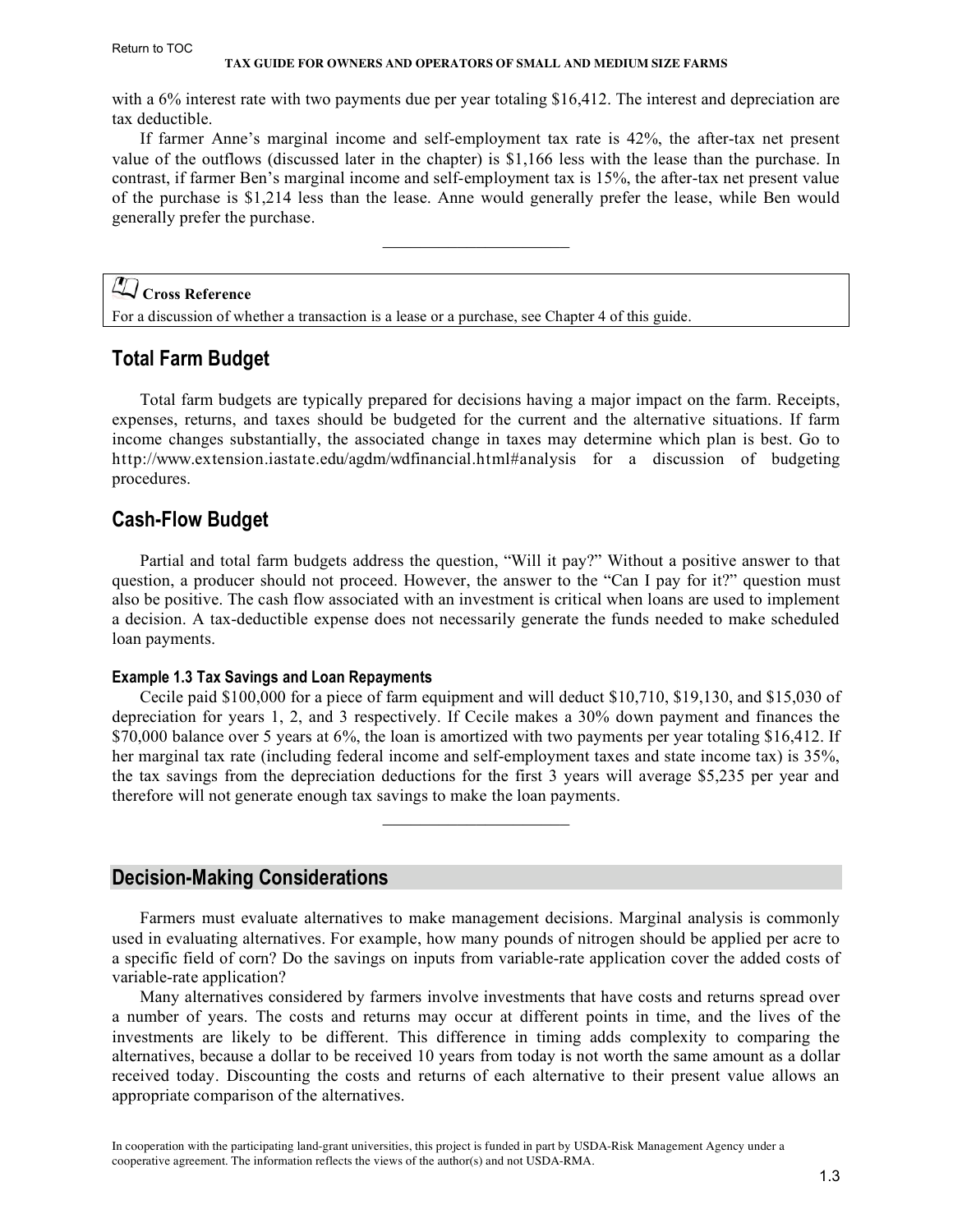with a 6% interest rate with two payments due per year totaling $16,412. The interest and depreciation are tax deductible.

If farmer Anne's marginal income and self-employment tax rate is 42%, the after-tax net present value of the outflows (discussed later in the chapter) is $1,166 less with the lease than the purchase. In contrast, if farmer Ben's marginal income and self-employment tax is 15%, the after-tax net present value of the purchase is $1,214 less than the lease. Anne would generally prefer the lease, while Ben would generally prefer the purchase.

---

> **Cross Reference**
> For a discussion of whether a transaction is a lease or a purchase, see Chapter 4 of this guide.

## Total Farm Budget

Total farm budgets are typically prepared for decisions having a major impact on the farm. Receipts, expenses, returns, and taxes should be budgeted for the current and the alternative situations. If farm income changes substantially, the associated change in taxes may determine which plan is best. Go to http://www.extension.iastate.edu/agdm/wdfinancial.html#analysis for a discussion of budgeting procedures.

## Cash-Flow Budget

Partial and total farm budgets address the question, "Will it pay?" Without a positive answer to that question, a producer should not proceed. However, the answer to the "Can I pay for it?" question must also be positive. The cash flow associated with an investment is critical when loans are used to implement a decision. A tax-deductible expense does not necessarily generate the funds needed to make scheduled loan payments.

#### Example 1.3 Tax Savings and Loan Repayments

Cecile paid $100,000 for a piece of farm equipment and will deduct $10,710, $19,130, and $15,030 of depreciation for years 1, 2, and 3 respectively. If Cecile makes a 30% down payment and finances the $70,000 balance over 5 years at 6%, the loan is amortized with two payments per year totaling $16,412. If her marginal tax rate (including federal income and self-employment taxes and state income tax) is 35%, the tax savings from the depreciation deductions for the first 3 years will average $5,235 per year and therefore will not generate enough tax savings to make the loan payments.

---

## Decision-Making Considerations

Farmers must evaluate alternatives to make management decisions. Marginal analysis is commonly used in evaluating alternatives. For example, how many pounds of nitrogen should be applied per acre to a specific field of corn? Do the savings on inputs from variable-rate application cover the added costs of variable-rate application?

Many alternatives considered by farmers involve investments that have costs and returns spread over a number of years. The costs and returns may occur at different points in time, and the lives of the investments are likely to be different. This difference in timing adds complexity to comparing the alternatives, because a dollar to be received 10 years from today is not worth the same amount as a dollar received today. Discounting the costs and returns of each alternative to their present value allows an appropriate comparison of the alternatives.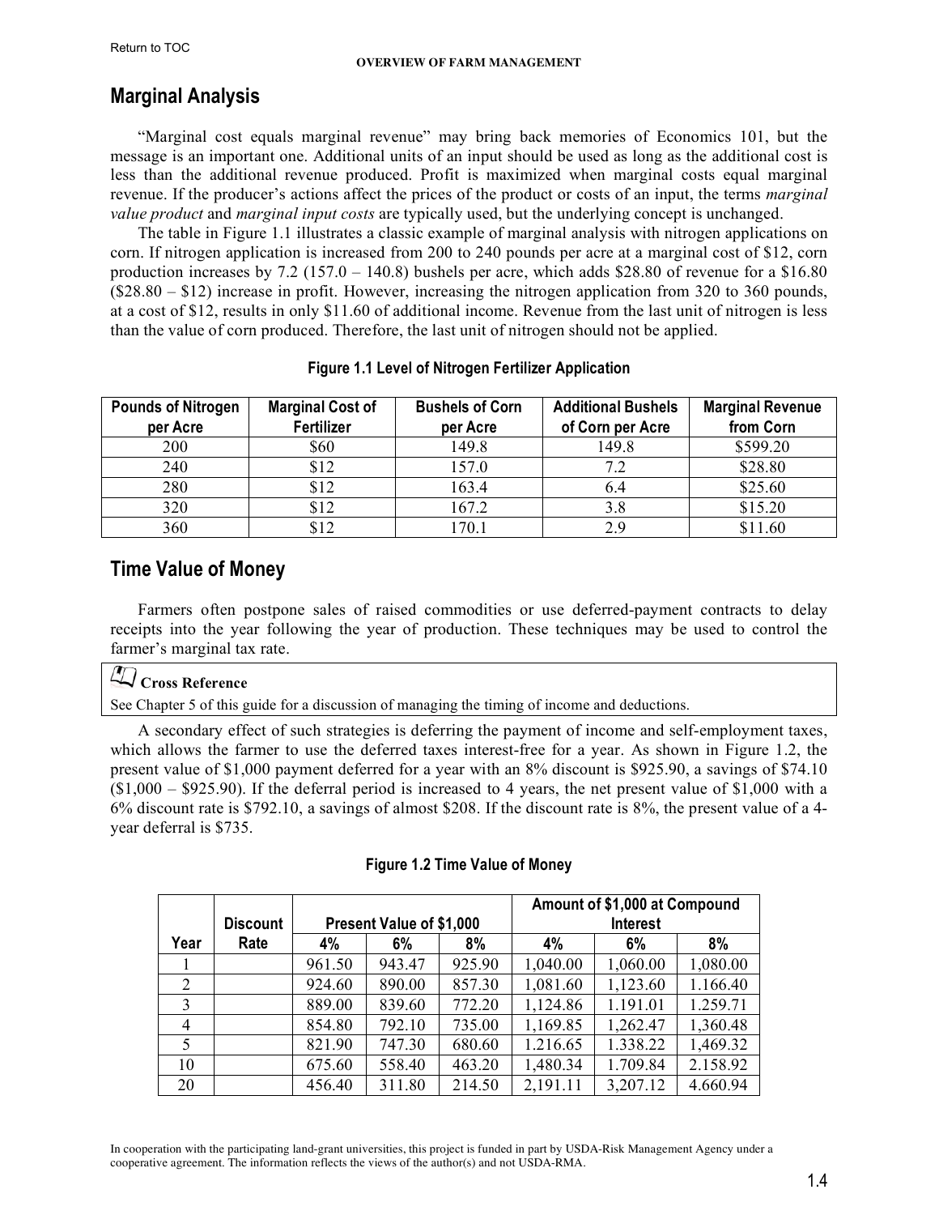## Marginal Analysis

"Marginal cost equals marginal revenue" may bring back memories of Economics 101, but the message is an important one. Additional units of an input should be used as long as the additional cost is less than the additional revenue produced. Profit is maximized when marginal costs equal marginal revenue. If the producer's actions affect the prices of the product or costs of an input, the terms *marginal value product* and *marginal input costs* are typically used, but the underlying concept is unchanged.

The table in Figure 1.1 illustrates a classic example of marginal analysis with nitrogen applications on corn. If nitrogen application is increased from 200 to 240 pounds per acre at a marginal cost of $12, corn production increases by 7.2 (157.0 – 140.8) bushels per acre, which adds $28.80 of revenue for a $16.80 ($28.80 – $12) increase in profit. However, increasing the nitrogen application from 320 to 360 pounds, at a cost of $12, results in only $11.60 of additional income. Revenue from the last unit of nitrogen is less than the value of corn produced. Therefore, the last unit of nitrogen should not be applied.

**Figure 1.1 Level of Nitrogen Fertilizer Application**

| Pounds of Nitrogen per Acre | Marginal Cost of Fertilizer | Bushels of Corn per Acre | Additional Bushels of Corn per Acre | Marginal Revenue from Corn |
|---|---|---|---|---|
| 200 | $60 | 149.8 | 149.8 | $599.20 |
| 240 | $12 | 157.0 | 7.2 | $28.80 |
| 280 | $12 | 163.4 | 6.4 | $25.60 |
| 320 | $12 | 167.2 | 3.8 | $15.20 |
| 360 | $12 | 170.1 | 2.9 | $11.60 |

## Time Value of Money

Farmers often postpone sales of raised commodities or use deferred-payment contracts to delay receipts into the year following the year of production. These techniques may be used to control the farmer's marginal tax rate.

> **Cross Reference**
> See Chapter 5 of this guide for a discussion of managing the timing of income and deductions.

A secondary effect of such strategies is deferring the payment of income and self-employment taxes, which allows the farmer to use the deferred taxes interest-free for a year. As shown in Figure 1.2, the present value of $1,000 payment deferred for a year with an 8% discount is $925.90, a savings of $74.10 ($1,000 – $925.90). If the deferral period is increased to 4 years, the net present value of $1,000 with a 6% discount rate is $792.10, a savings of almost $208. If the discount rate is 8%, the present value of a 4-year deferral is $735.

**Figure 1.2 Time Value of Money**

| Year | Discount Rate | Present Value of $1,000 | | | Amount of $1,000 at Compound Interest | | |
|---|---|---|---|---|---|---|---|
| | | 4% | 6% | 8% | 4% | 6% | 8% |
| 1 | | 961.50 | 943.47 | 925.90 | 1,040.00 | 1,060.00 | 1,080.00 |
| 2 | | 924.60 | 890.00 | 857.30 | 1,081.60 | 1,123.60 | 1.166.40 |
| 3 | | 889.00 | 839.60 | 772.20 | 1,124.86 | 1.191.01 | 1.259.71 |
| 4 | | 854.80 | 792.10 | 735.00 | 1,169.85 | 1,262.47 | 1,360.48 |
| 5 | | 821.90 | 747.30 | 680.60 | 1.216.65 | 1.338.22 | 1,469.32 |
| 10 | | 675.60 | 558.40 | 463.20 | 1,480.34 | 1.709.84 | 2.158.92 |
| 20 | | 456.40 | 311.80 | 214.50 | 2,191.11 | 3,207.12 | 4.660.94 |

In cooperation with the participating land-grant universities, this project is funded in part by USDA-Risk Management Agency under a cooperative agreement. The information reflects the views of the author(s) and not USDA-RMA.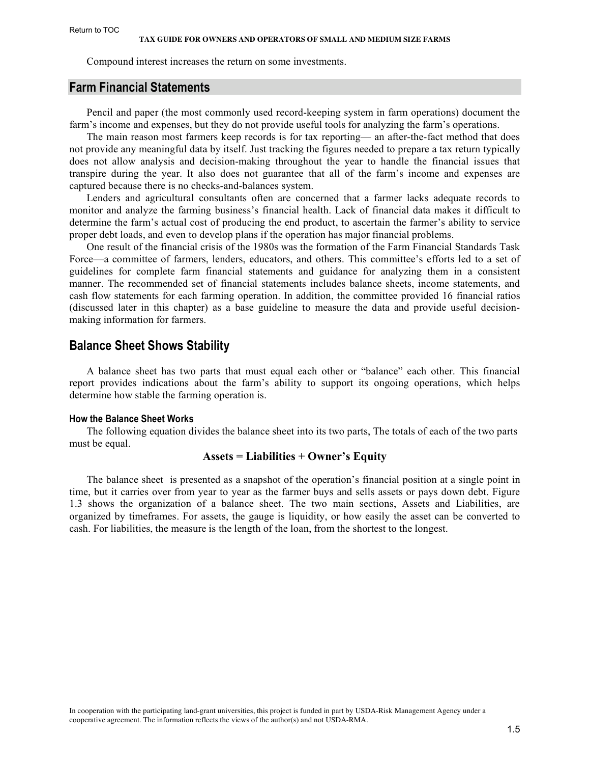Compound interest increases the return on some investments.

## Farm Financial Statements

Pencil and paper (the most commonly used record-keeping system in farm operations) document the farm's income and expenses, but they do not provide useful tools for analyzing the farm's operations.

The main reason most farmers keep records is for tax reporting— an after-the-fact method that does not provide any meaningful data by itself. Just tracking the figures needed to prepare a tax return typically does not allow analysis and decision-making throughout the year to handle the financial issues that transpire during the year. It also does not guarantee that all of the farm's income and expenses are captured because there is no checks-and-balances system.

Lenders and agricultural consultants often are concerned that a farmer lacks adequate records to monitor and analyze the farming business's financial health. Lack of financial data makes it difficult to determine the farm's actual cost of producing the end product, to ascertain the farmer's ability to service proper debt loads, and even to develop plans if the operation has major financial problems.

One result of the financial crisis of the 1980s was the formation of the Farm Financial Standards Task Force—a committee of farmers, lenders, educators, and others. This committee's efforts led to a set of guidelines for complete farm financial statements and guidance for analyzing them in a consistent manner. The recommended set of financial statements includes balance sheets, income statements, and cash flow statements for each farming operation. In addition, the committee provided 16 financial ratios (discussed later in this chapter) as a base guideline to measure the data and provide useful decision-making information for farmers.

## Balance Sheet Shows Stability

A balance sheet has two parts that must equal each other or "balance" each other. This financial report provides indications about the farm's ability to support its ongoing operations, which helps determine how stable the farming operation is.

### How the Balance Sheet Works

The following equation divides the balance sheet into its two parts, The totals of each of the two parts must be equal.

**Assets = Liabilities + Owner's Equity**

The balance sheet is presented as a snapshot of the operation's financial position at a single point in time, but it carries over from year to year as the farmer buys and sells assets or pays down debt. Figure 1.3 shows the organization of a balance sheet. The two main sections, Assets and Liabilities, are organized by timeframes. For assets, the gauge is liquidity, or how easily the asset can be converted to cash. For liabilities, the measure is the length of the loan, from the shortest to the longest.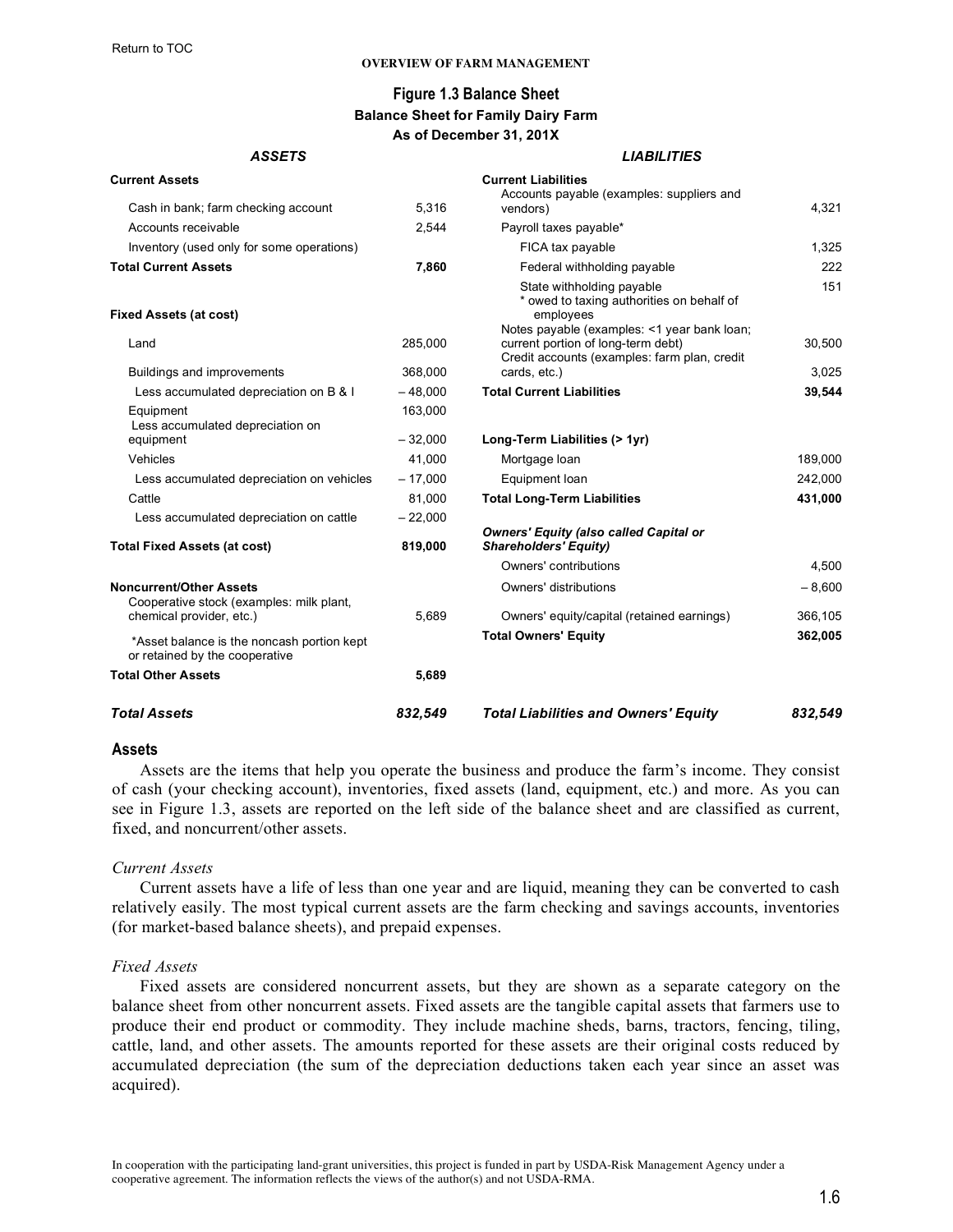Return to TOC

## Figure 1.3 Balance Sheet

**Balance Sheet for Family Dairy Farm**
**As of December 31, 201X**

| ***ASSETS*** | | ***LIABILITIES*** | |
|---|---|---|---|
| **Current Assets** | | **Current Liabilities** | |
| Cash in bank; farm checking account | 5,316 | Accounts payable (examples: suppliers and vendors) | 4,321 |
| Accounts receivable | 2,544 | Payroll taxes payable* | |
| Inventory (used only for some operations) | | FICA tax payable | 1,325 |
| **Total Current Assets** | **7,860** | Federal withholding payable | 222 |
| | | State withholding payable<br>* owed to taxing authorities on behalf of employees | 151 |
| **Fixed Assets (at cost)** | | | |
| Land | 285,000 | Notes payable (examples: <1 year bank loan; current portion of long-term debt) | 30,500 |
| Buildings and improvements | 368,000 | Credit accounts (examples: farm plan, credit cards, etc.) | 3,025 |
| Less accumulated depreciation on B & I | – 48,000 | **Total Current Liabilities** | **39,544** |
| Equipment | 163,000 | | |
| Less accumulated depreciation on equipment | – 32,000 | **Long-Term Liabilities (> 1yr)** | |
| Vehicles | 41,000 | Mortgage loan | 189,000 |
| Less accumulated depreciation on vehicles | – 17,000 | Equipment loan | 242,000 |
| Cattle | 81,000 | **Total Long-Term Liabilities** | **431,000** |
| Less accumulated depreciation on cattle | – 22,000 | | |
| **Total Fixed Assets (at cost)** | **819,000** | ***Owners' Equity (also called Capital or Shareholders' Equity)*** | |
| | | Owners' contributions | 4,500 |
| **Noncurrent/Other Assets** | | Owners' distributions | – 8,600 |
| Cooperative stock (examples: milk plant, chemical provider, etc.) | 5,689 | Owners' equity/capital (retained earnings) | 366,105 |
| *Asset balance is the noncash portion kept or retained by the cooperative | | **Total Owners' Equity** | **362,005** |
| **Total Other Assets** | **5,689** | | |
| ***Total Assets*** | ***832,549*** | ***Total Liabilities and Owners' Equity*** | ***832,549*** |

## Assets

Assets are the items that help you operate the business and produce the farm's income. They consist of cash (your checking account), inventories, fixed assets (land, equipment, etc.) and more. As you can see in Figure 1.3, assets are reported on the left side of the balance sheet and are classified as current, fixed, and noncurrent/other assets.

*Current Assets*

Current assets have a life of less than one year and are liquid, meaning they can be converted to cash relatively easily. The most typical current assets are the farm checking and savings accounts, inventories (for market-based balance sheets), and prepaid expenses.

*Fixed Assets*

Fixed assets are considered noncurrent assets, but they are shown as a separate category on the balance sheet from other noncurrent assets. Fixed assets are the tangible capital assets that farmers use to produce their end product or commodity. They include machine sheds, barns, tractors, fencing, tiling, cattle, land, and other assets. The amounts reported for these assets are their original costs reduced by accumulated depreciation (the sum of the depreciation deductions taken each year since an asset was acquired).

In cooperation with the participating land-grant universities, this project is funded in part by USDA-Risk Management Agency under a cooperative agreement. The information reflects the views of the author(s) and not USDA-RMA.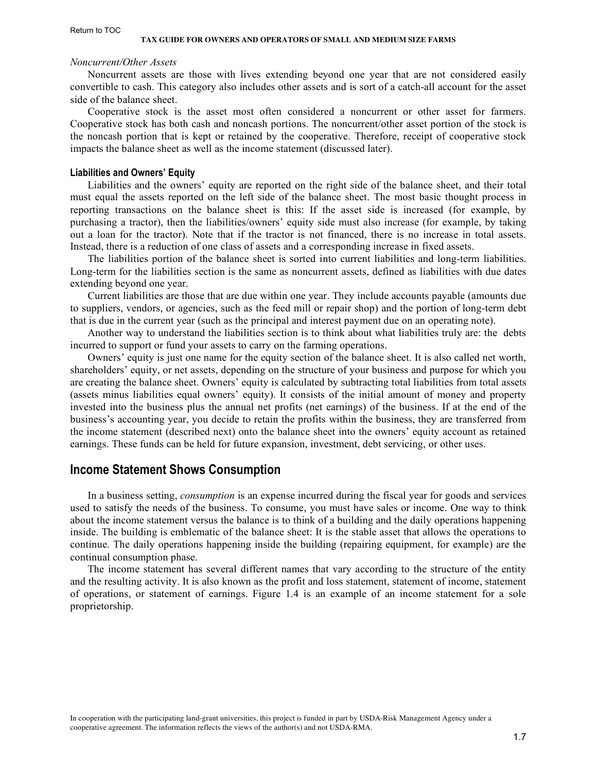*Noncurrent/Other Assets*

Noncurrent assets are those with lives extending beyond one year that are not considered easily convertible to cash. This category also includes other assets and is sort of a catch-all account for the asset side of the balance sheet.

Cooperative stock is the asset most often considered a noncurrent or other asset for farmers. Cooperative stock has both cash and noncash portions. The noncurrent/other asset portion of the stock is the noncash portion that is kept or retained by the cooperative. Therefore, receipt of cooperative stock impacts the balance sheet as well as the income statement (discussed later).

### Liabilities and Owners' Equity

Liabilities and the owners' equity are reported on the right side of the balance sheet, and their total must equal the assets reported on the left side of the balance sheet. The most basic thought process in reporting transactions on the balance sheet is this: If the asset side is increased (for example, by purchasing a tractor), then the liabilities/owners' equity side must also increase (for example, by taking out a loan for the tractor). Note that if the tractor is not financed, there is no increase in total assets. Instead, there is a reduction of one class of assets and a corresponding increase in fixed assets.

The liabilities portion of the balance sheet is sorted into current liabilities and long-term liabilities. Long-term for the liabilities section is the same as noncurrent assets, defined as liabilities with due dates extending beyond one year.

Current liabilities are those that are due within one year. They include accounts payable (amounts due to suppliers, vendors, or agencies, such as the feed mill or repair shop) and the portion of long-term debt that is due in the current year (such as the principal and interest payment due on an operating note).

Another way to understand the liabilities section is to think about what liabilities truly are: the debts incurred to support or fund your assets to carry on the farming operations.

Owners' equity is just one name for the equity section of the balance sheet. It is also called net worth, shareholders' equity, or net assets, depending on the structure of your business and purpose for which you are creating the balance sheet. Owners' equity is calculated by subtracting total liabilities from total assets (assets minus liabilities equal owners' equity). It consists of the initial amount of money and property invested into the business plus the annual net profits (net earnings) of the business. If at the end of the business's accounting year, you decide to retain the profits within the business, they are transferred from the income statement (described next) onto the balance sheet into the owners' equity account as retained earnings. These funds can be held for future expansion, investment, debt servicing, or other uses.

## Income Statement Shows Consumption

In a business setting, *consumption* is an expense incurred during the fiscal year for goods and services used to satisfy the needs of the business. To consume, you must have sales or income. One way to think about the income statement versus the balance is to think of a building and the daily operations happening inside. The building is emblematic of the balance sheet: It is the stable asset that allows the operations to continue. The daily operations happening inside the building (repairing equipment, for example) are the continual consumption phase.

The income statement has several different names that vary according to the structure of the entity and the resulting activity. It is also known as the profit and loss statement, statement of income, statement of operations, or statement of earnings. Figure 1.4 is an example of an income statement for a sole proprietorship.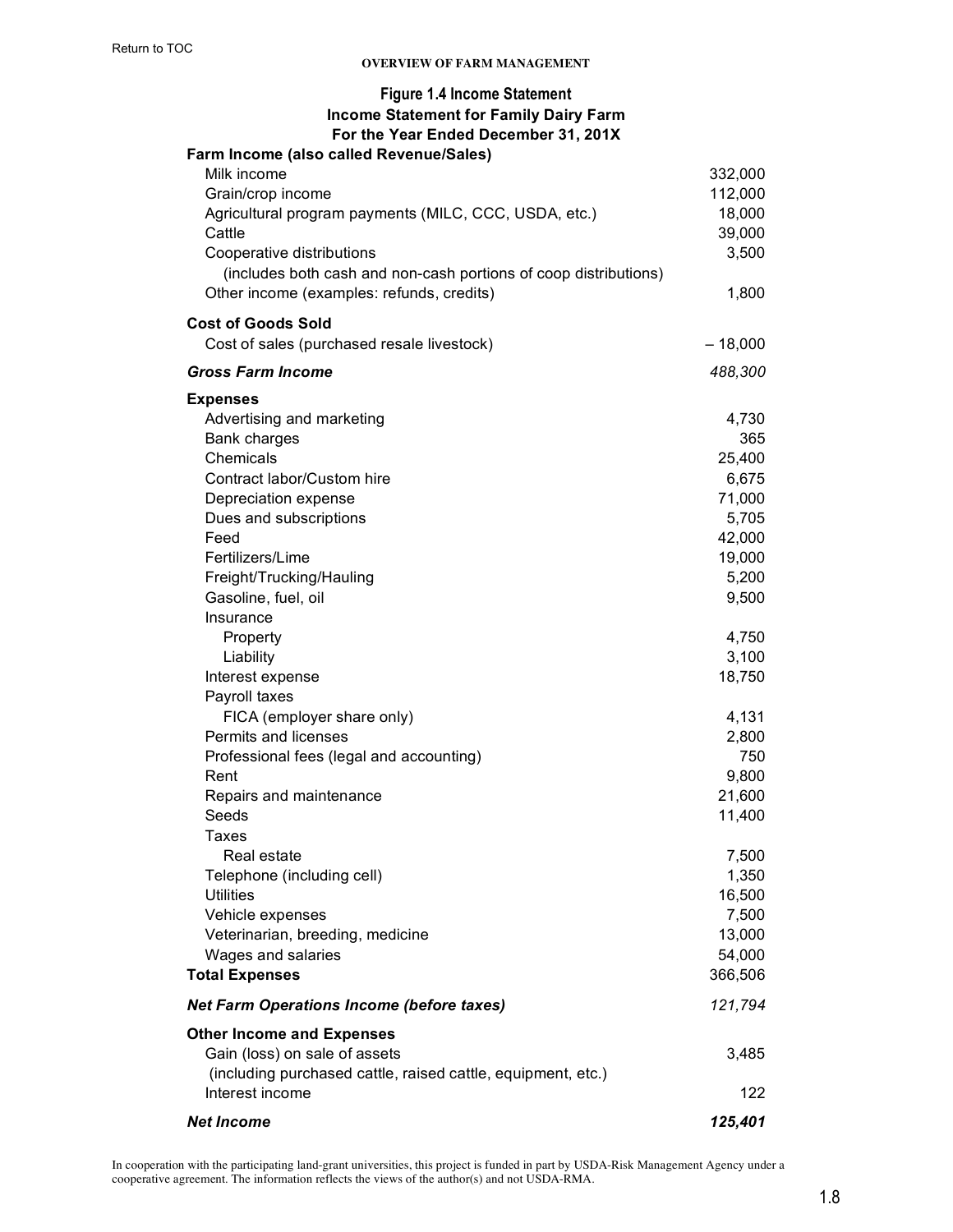**Figure 1.4 Income Statement**

**Income Statement for Family Dairy Farm**
**For the Year Ended December 31, 201X**

| Item | Amount |
|---|---|
| **Farm Income (also called Revenue/Sales)** | |
| Milk income | 332,000 |
| Grain/crop income | 112,000 |
| Agricultural program payments (MILC, CCC, USDA, etc.) | 18,000 |
| Cattle | 39,000 |
| Cooperative distributions (includes both cash and non-cash portions of coop distributions) | 3,500 |
| Other income (examples: refunds, credits) | 1,800 |
| **Cost of Goods Sold** | |
| Cost of sales (purchased resale livestock) | – 18,000 |
| ***Gross Farm Income*** | *488,300* |
| **Expenses** | |
| Advertising and marketing | 4,730 |
| Bank charges | 365 |
| Chemicals | 25,400 |
| Contract labor/Custom hire | 6,675 |
| Depreciation expense | 71,000 |
| Dues and subscriptions | 5,705 |
| Feed | 42,000 |
| Fertilizers/Lime | 19,000 |
| Freight/Trucking/Hauling | 5,200 |
| Gasoline, fuel, oil | 9,500 |
| Insurance | |
| Property | 4,750 |
| Liability | 3,100 |
| Interest expense | 18,750 |
| Payroll taxes | |
| FICA (employer share only) | 4,131 |
| Permits and licenses | 2,800 |
| Professional fees (legal and accounting) | 750 |
| Rent | 9,800 |
| Repairs and maintenance | 21,600 |
| Seeds | 11,400 |
| Taxes | |
| Real estate | 7,500 |
| Telephone (including cell) | 1,350 |
| Utilities | 16,500 |
| Vehicle expenses | 7,500 |
| Veterinarian, breeding, medicine | 13,000 |
| Wages and salaries | 54,000 |
| **Total Expenses** | 366,506 |
| ***Net Farm Operations Income (before taxes)*** | *121,794* |
| **Other Income and Expenses** | |
| Gain (loss) on sale of assets (including purchased cattle, raised cattle, equipment, etc.) | 3,485 |
| Interest income | 122 |
| ***Net Income*** | ***125,401*** |

In cooperation with the participating land-grant universities, this project is funded in part by USDA-Risk Management Agency under a cooperative agreement. The information reflects the views of the author(s) and not USDA-RMA.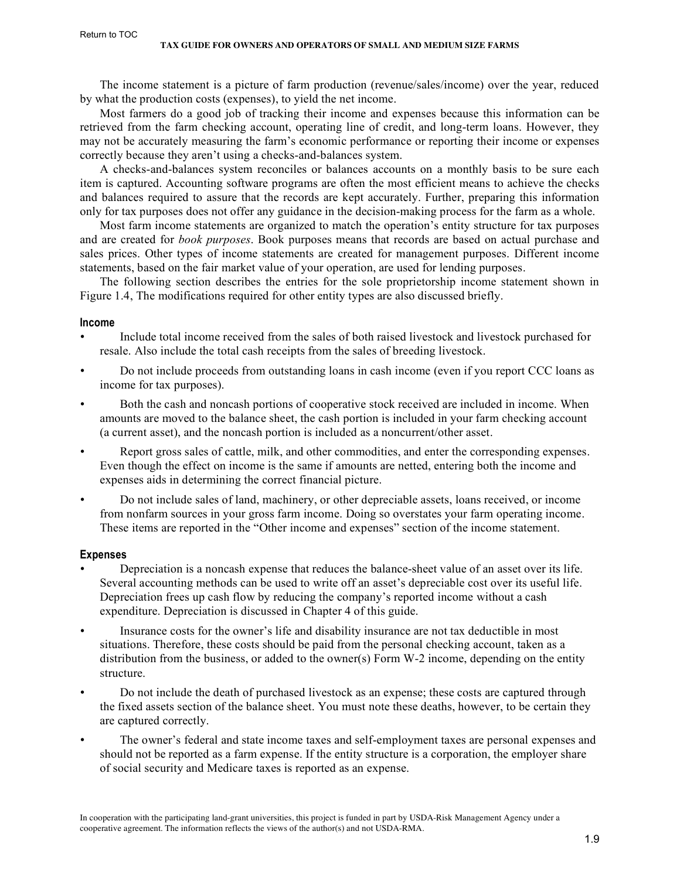The income statement is a picture of farm production (revenue/sales/income) over the year, reduced by what the production costs (expenses), to yield the net income.

Most farmers do a good job of tracking their income and expenses because this information can be retrieved from the farm checking account, operating line of credit, and long-term loans. However, they may not be accurately measuring the farm's economic performance or reporting their income or expenses correctly because they aren't using a checks-and-balances system.

A checks-and-balances system reconciles or balances accounts on a monthly basis to be sure each item is captured. Accounting software programs are often the most efficient means to achieve the checks and balances required to assure that the records are kept accurately. Further, preparing this information only for tax purposes does not offer any guidance in the decision-making process for the farm as a whole.

Most farm income statements are organized to match the operation's entity structure for tax purposes and are created for *book purposes*. Book purposes means that records are based on actual purchase and sales prices. Other types of income statements are created for management purposes. Different income statements, based on the fair market value of your operation, are used for lending purposes.

The following section describes the entries for the sole proprietorship income statement shown in Figure 1.4, The modifications required for other entity types are also discussed briefly.

#### Income

- Include total income received from the sales of both raised livestock and livestock purchased for resale. Also include the total cash receipts from the sales of breeding livestock.
- Do not include proceeds from outstanding loans in cash income (even if you report CCC loans as income for tax purposes).
- Both the cash and noncash portions of cooperative stock received are included in income. When amounts are moved to the balance sheet, the cash portion is included in your farm checking account (a current asset), and the noncash portion is included as a noncurrent/other asset.
- Report gross sales of cattle, milk, and other commodities, and enter the corresponding expenses. Even though the effect on income is the same if amounts are netted, entering both the income and expenses aids in determining the correct financial picture.
- Do not include sales of land, machinery, or other depreciable assets, loans received, or income from nonfarm sources in your gross farm income. Doing so overstates your farm operating income. These items are reported in the "Other income and expenses" section of the income statement.

#### Expenses

- Depreciation is a noncash expense that reduces the balance-sheet value of an asset over its life. Several accounting methods can be used to write off an asset's depreciable cost over its useful life. Depreciation frees up cash flow by reducing the company's reported income without a cash expenditure. Depreciation is discussed in Chapter 4 of this guide.
- Insurance costs for the owner's life and disability insurance are not tax deductible in most situations. Therefore, these costs should be paid from the personal checking account, taken as a distribution from the business, or added to the owner(s) Form W-2 income, depending on the entity structure.
- Do not include the death of purchased livestock as an expense; these costs are captured through the fixed assets section of the balance sheet. You must note these deaths, however, to be certain they are captured correctly.
- The owner's federal and state income taxes and self-employment taxes are personal expenses and should not be reported as a farm expense. If the entity structure is a corporation, the employer share of social security and Medicare taxes is reported as an expense.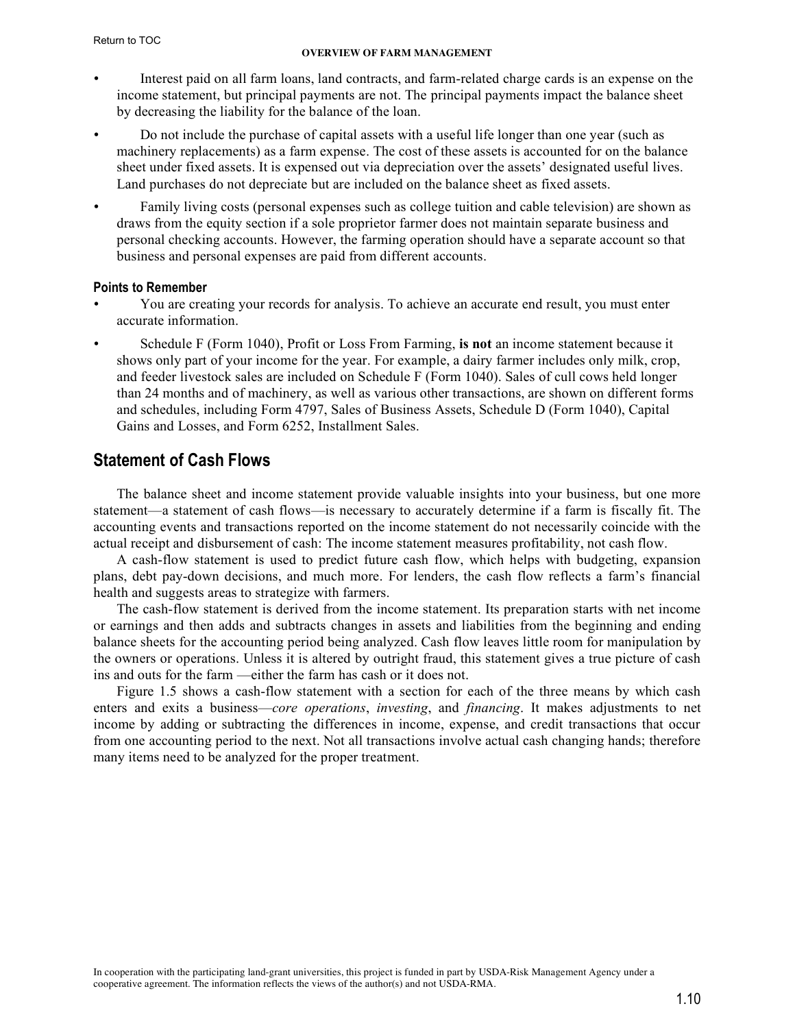- Interest paid on all farm loans, land contracts, and farm-related charge cards is an expense on the income statement, but principal payments are not. The principal payments impact the balance sheet by decreasing the liability for the balance of the loan.
- Do not include the purchase of capital assets with a useful life longer than one year (such as machinery replacements) as a farm expense. The cost of these assets is accounted for on the balance sheet under fixed assets. It is expensed out via depreciation over the assets' designated useful lives. Land purchases do not depreciate but are included on the balance sheet as fixed assets.
- Family living costs (personal expenses such as college tuition and cable television) are shown as draws from the equity section if a sole proprietor farmer does not maintain separate business and personal checking accounts. However, the farming operation should have a separate account so that business and personal expenses are paid from different accounts.

### Points to Remember

- You are creating your records for analysis. To achieve an accurate end result, you must enter accurate information.
- Schedule F (Form 1040), Profit or Loss From Farming, **is not** an income statement because it shows only part of your income for the year. For example, a dairy farmer includes only milk, crop, and feeder livestock sales are included on Schedule F (Form 1040). Sales of cull cows held longer than 24 months and of machinery, as well as various other transactions, are shown on different forms and schedules, including Form 4797, Sales of Business Assets, Schedule D (Form 1040), Capital Gains and Losses, and Form 6252, Installment Sales.

## Statement of Cash Flows

The balance sheet and income statement provide valuable insights into your business, but one more statement—a statement of cash flows—is necessary to accurately determine if a farm is fiscally fit. The accounting events and transactions reported on the income statement do not necessarily coincide with the actual receipt and disbursement of cash: The income statement measures profitability, not cash flow.

A cash-flow statement is used to predict future cash flow, which helps with budgeting, expansion plans, debt pay-down decisions, and much more. For lenders, the cash flow reflects a farm's financial health and suggests areas to strategize with farmers.

The cash-flow statement is derived from the income statement. Its preparation starts with net income or earnings and then adds and subtracts changes in assets and liabilities from the beginning and ending balance sheets for the accounting period being analyzed. Cash flow leaves little room for manipulation by the owners or operations. Unless it is altered by outright fraud, this statement gives a true picture of cash ins and outs for the farm —either the farm has cash or it does not.

Figure 1.5 shows a cash-flow statement with a section for each of the three means by which cash enters and exits a business—*core operations*, *investing*, and *financing*. It makes adjustments to net income by adding or subtracting the differences in income, expense, and credit transactions that occur from one accounting period to the next. Not all transactions involve actual cash changing hands; therefore many items need to be analyzed for the proper treatment.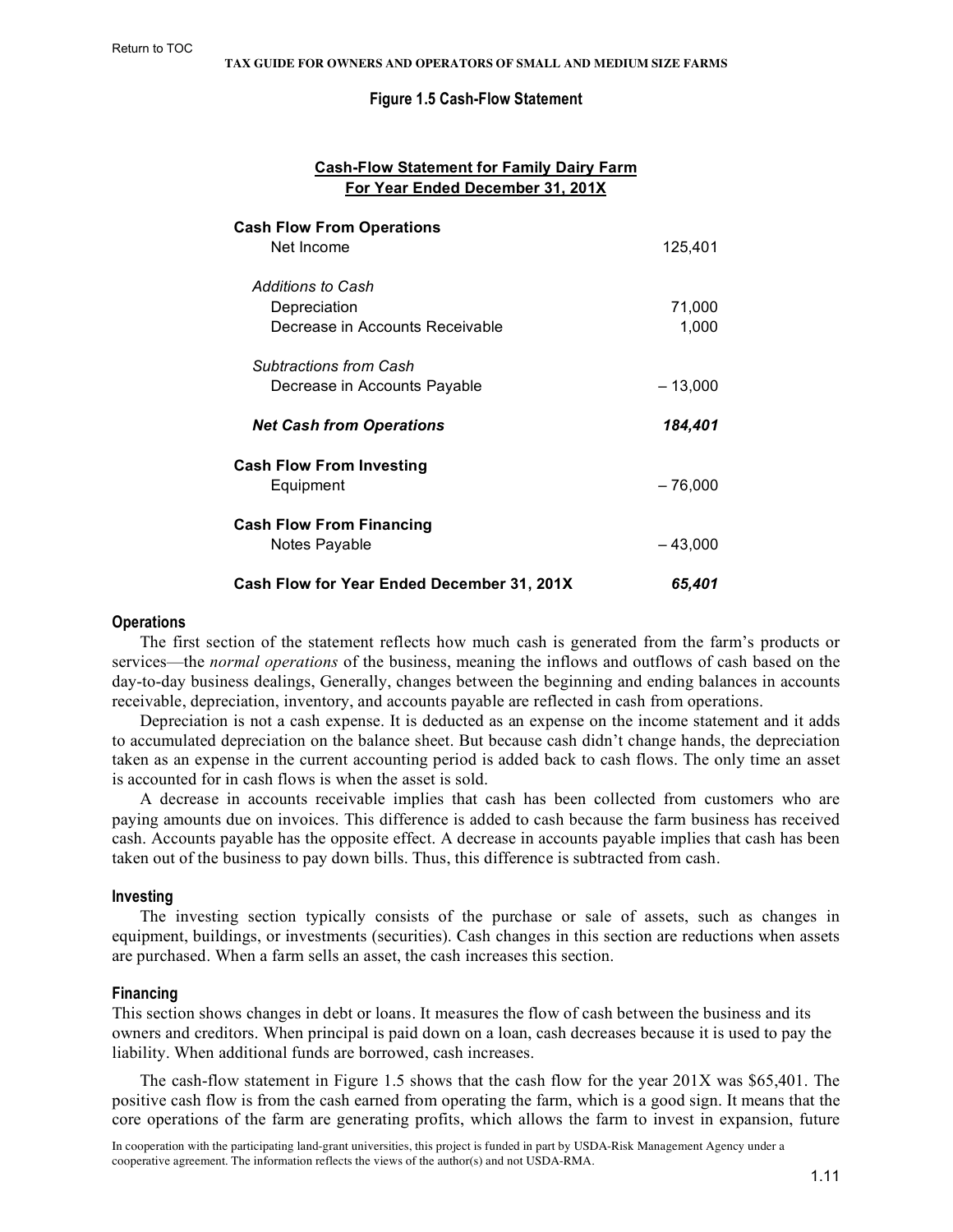**Figure 1.5 Cash-Flow Statement**

**Cash-Flow Statement for Family Dairy Farm**
**For Year Ended December 31, 201X**

| | |
|---|---|
| **Cash Flow From Operations** | |
| Net Income | 125,401 |
| *Additions to Cash* | |
| Depreciation | 71,000 |
| Decrease in Accounts Receivable | 1,000 |
| *Subtractions from Cash* | |
| Decrease in Accounts Payable | – 13,000 |
| ***Net Cash from Operations*** | ***184,401*** |
| **Cash Flow From Investing** | |
| Equipment | – 76,000 |
| **Cash Flow From Financing** | |
| Notes Payable | – 43,000 |
| **Cash Flow for Year Ended December 31, 201X** | ***65,401*** |

### Operations

The first section of the statement reflects how much cash is generated from the farm's products or services—the *normal operations* of the business, meaning the inflows and outflows of cash based on the day-to-day business dealings, Generally, changes between the beginning and ending balances in accounts receivable, depreciation, inventory, and accounts payable are reflected in cash from operations.

Depreciation is not a cash expense. It is deducted as an expense on the income statement and it adds to accumulated depreciation on the balance sheet. But because cash didn't change hands, the depreciation taken as an expense in the current accounting period is added back to cash flows. The only time an asset is accounted for in cash flows is when the asset is sold.

A decrease in accounts receivable implies that cash has been collected from customers who are paying amounts due on invoices. This difference is added to cash because the farm business has received cash. Accounts payable has the opposite effect. A decrease in accounts payable implies that cash has been taken out of the business to pay down bills. Thus, this difference is subtracted from cash.

### Investing

The investing section typically consists of the purchase or sale of assets, such as changes in equipment, buildings, or investments (securities). Cash changes in this section are reductions when assets are purchased. When a farm sells an asset, the cash increases this section.

### Financing

This section shows changes in debt or loans. It measures the flow of cash between the business and its owners and creditors. When principal is paid down on a loan, cash decreases because it is used to pay the liability. When additional funds are borrowed, cash increases.

The cash-flow statement in Figure 1.5 shows that the cash flow for the year 201X was $65,401. The positive cash flow is from the cash earned from operating the farm, which is a good sign. It means that the core operations of the farm are generating profits, which allows the farm to invest in expansion, future

In cooperation with the participating land-grant universities, this project is funded in part by USDA-Risk Management Agency under a cooperative agreement. The information reflects the views of the author(s) and not USDA-RMA.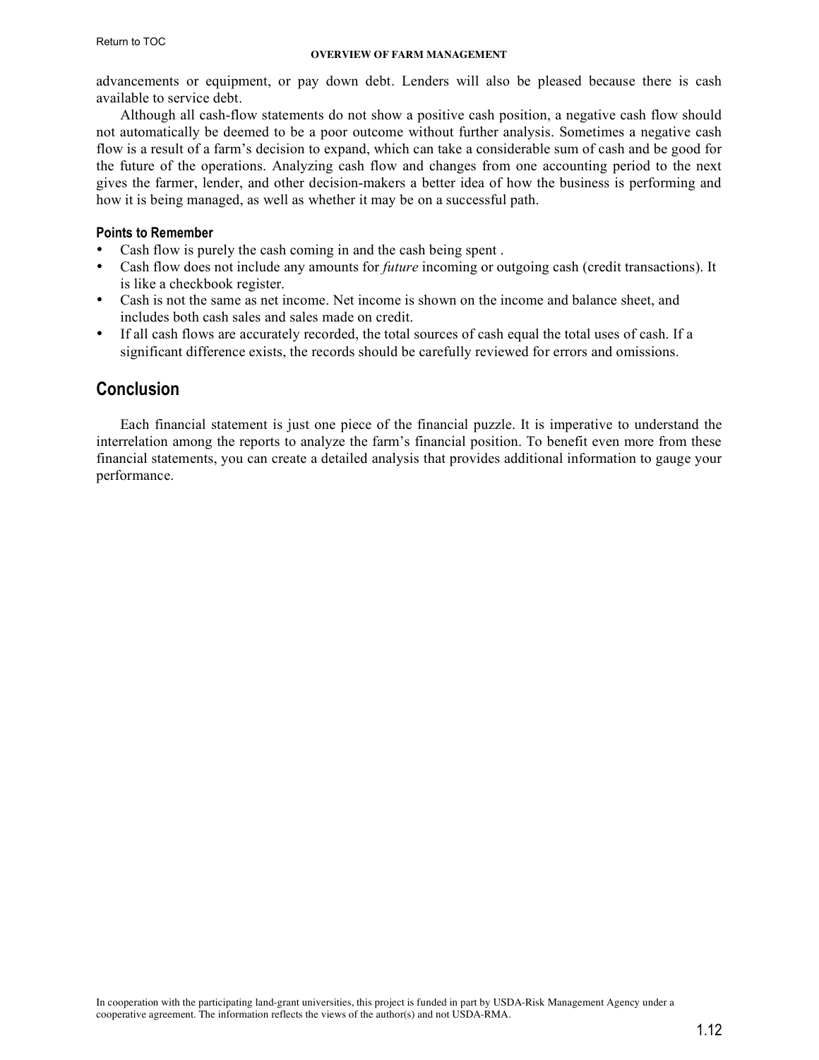advancements or equipment, or pay down debt. Lenders will also be pleased because there is cash available to service debt.

Although all cash-flow statements do not show a positive cash position, a negative cash flow should not automatically be deemed to be a poor outcome without further analysis. Sometimes a negative cash flow is a result of a farm's decision to expand, which can take a considerable sum of cash and be good for the future of the operations. Analyzing cash flow and changes from one accounting period to the next gives the farmer, lender, and other decision-makers a better idea of how the business is performing and how it is being managed, as well as whether it may be on a successful path.

### Points to Remember

- Cash flow is purely the cash coming in and the cash being spent .
- Cash flow does not include any amounts for *future* incoming or outgoing cash (credit transactions). It is like a checkbook register.
- Cash is not the same as net income. Net income is shown on the income and balance sheet, and includes both cash sales and sales made on credit.
- If all cash flows are accurately recorded, the total sources of cash equal the total uses of cash. If a significant difference exists, the records should be carefully reviewed for errors and omissions.

## Conclusion

Each financial statement is just one piece of the financial puzzle. It is imperative to understand the interrelation among the reports to analyze the farm's financial position. To benefit even more from these financial statements, you can create a detailed analysis that provides additional information to gauge your performance.

In cooperation with the participating land-grant universities, this project is funded in part by USDA-Risk Management Agency under a cooperative agreement. The information reflects the views of the author(s) and not USDA-RMA.